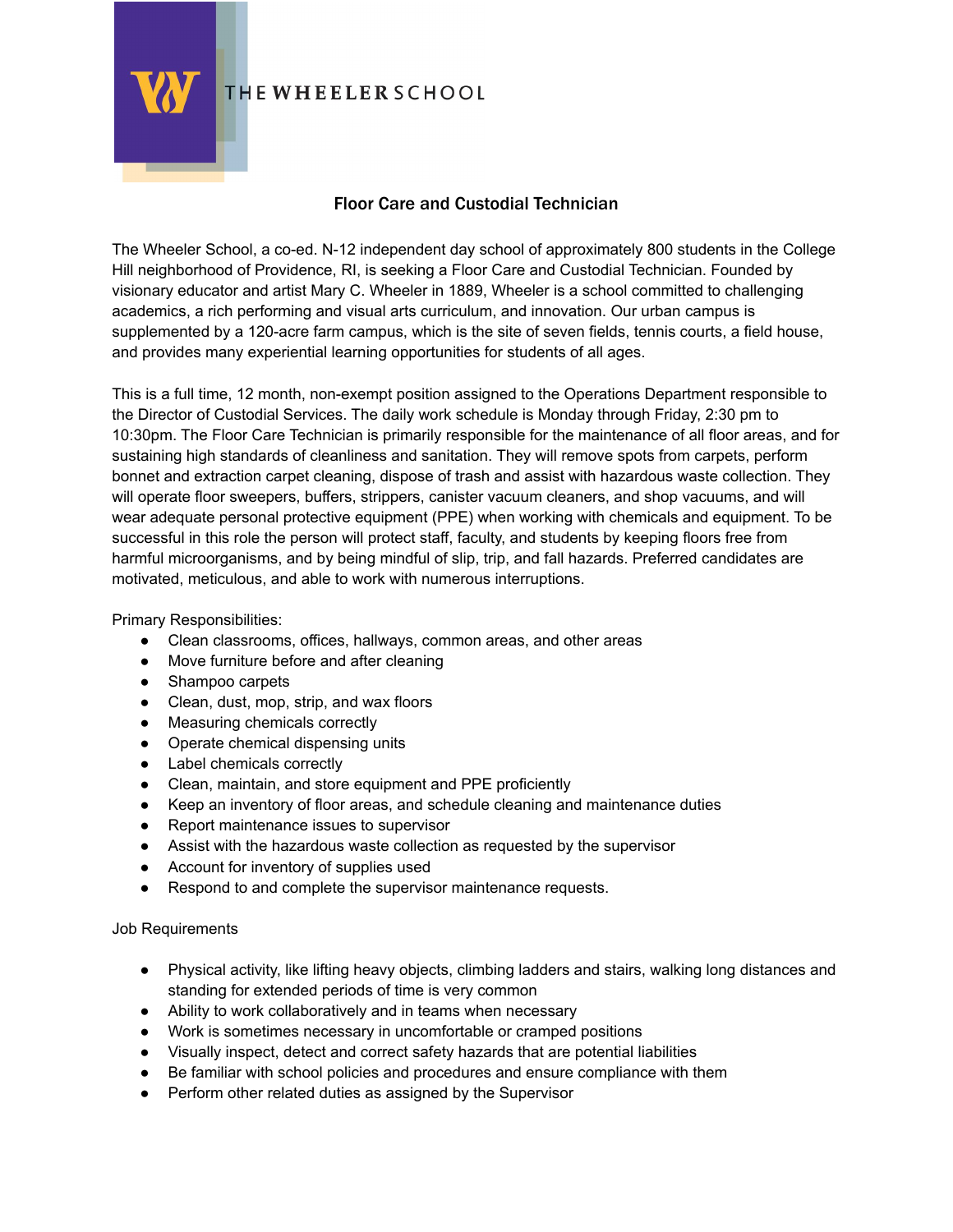THE WHEELER SCHOOL

# Floor Care and Custodial Technician

The Wheeler School, a co-ed. N-12 independent day school of approximately 800 students in the College Hill neighborhood of Providence, RI, is seeking a Floor Care and Custodial Technician. Founded by visionary educator and artist Mary C. Wheeler in 1889, Wheeler is a school committed to challenging academics, a rich performing and visual arts curriculum, and innovation. Our urban campus is supplemented by a 120-acre farm campus, which is the site of seven fields, tennis courts, a field house, and provides many experiential learning opportunities for students of all ages.

This is a full time, 12 month, non-exempt position assigned to the Operations Department responsible to the Director of Custodial Services. The daily work schedule is Monday through Friday, 2:30 pm to 10:30pm. The Floor Care Technician is primarily responsible for the maintenance of all floor areas, and for sustaining high standards of cleanliness and sanitation. They will remove spots from carpets, perform bonnet and extraction carpet cleaning, dispose of trash and assist with hazardous waste collection. They will operate floor sweepers, buffers, strippers, canister vacuum cleaners, and shop vacuums, and will wear adequate personal protective equipment (PPE) when working with chemicals and equipment. To be successful in this role the person will protect staff, faculty, and students by keeping floors free from harmful microorganisms, and by being mindful of slip, trip, and fall hazards. Preferred candidates are motivated, meticulous, and able to work with numerous interruptions.

Primary Responsibilities:

- Clean classrooms, offices, hallways, common areas, and other areas
- Move furniture before and after cleaning
- Shampoo carpets
- Clean, dust, mop, strip, and wax floors
- Measuring chemicals correctly
- Operate chemical dispensing units
- Label chemicals correctly
- Clean, maintain, and store equipment and PPE proficiently
- Keep an inventory of floor areas, and schedule cleaning and maintenance duties
- Report maintenance issues to supervisor
- Assist with the hazardous waste collection as requested by the supervisor
- Account for inventory of supplies used
- Respond to and complete the supervisor maintenance requests.

Job Requirements

- Physical activity, like lifting heavy objects, climbing ladders and stairs, walking long distances and standing for extended periods of time is very common
- Ability to work collaboratively and in teams when necessary
- Work is sometimes necessary in uncomfortable or cramped positions
- Visually inspect, detect and correct safety hazards that are potential liabilities
- Be familiar with school policies and procedures and ensure compliance with them
- Perform other related duties as assigned by the Supervisor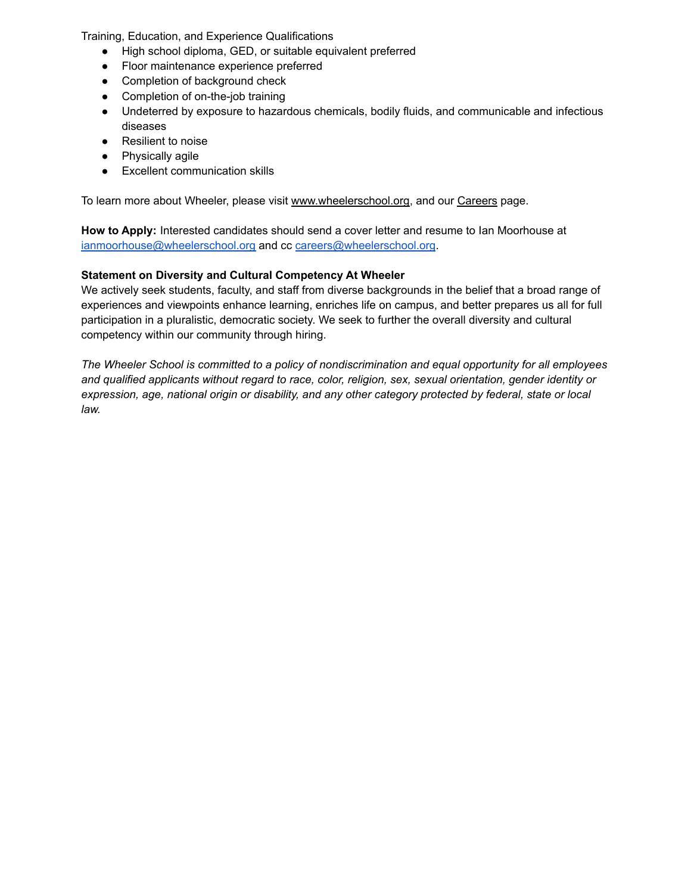Training, Education, and Experience Qualifications

- High school diploma, GED, or suitable equivalent preferred
- Floor maintenance experience preferred
- Completion of background check
- Completion of on-the-job training
- Undeterred by exposure to hazardous chemicals, bodily fluids, and communicable and infectious diseases
- Resilient to noise
- Physically agile
- Excellent communication skills

To learn more about Wheeler, please visit www.wheelerschool.org, and our Careers page.

**How to Apply:** Interested candidates should send a cover letter and resume to Ian Moorhouse at ianmoorhouse@wheelerschool.org and cc careers@wheelerschool.org.

**Statement on Diversity and Cultural Competency At Wheeler**

We actively seek students, faculty, and staff from diverse backgrounds in the belief that a broad range of experiences and viewpoints enhance learning, enriches life on campus, and better prepares us all for full participation in a pluralistic, democratic society. We seek to further the overall diversity and cultural competency within our community through hiring.

*The Wheeler School is committed to a policy of nondiscrimination and equal opportunity for all employees and qualified applicants without regard to race, color, religion, sex, sexual orientation, gender identity or expression, age, national origin or disability, and any other category protected by federal, state or local law.*